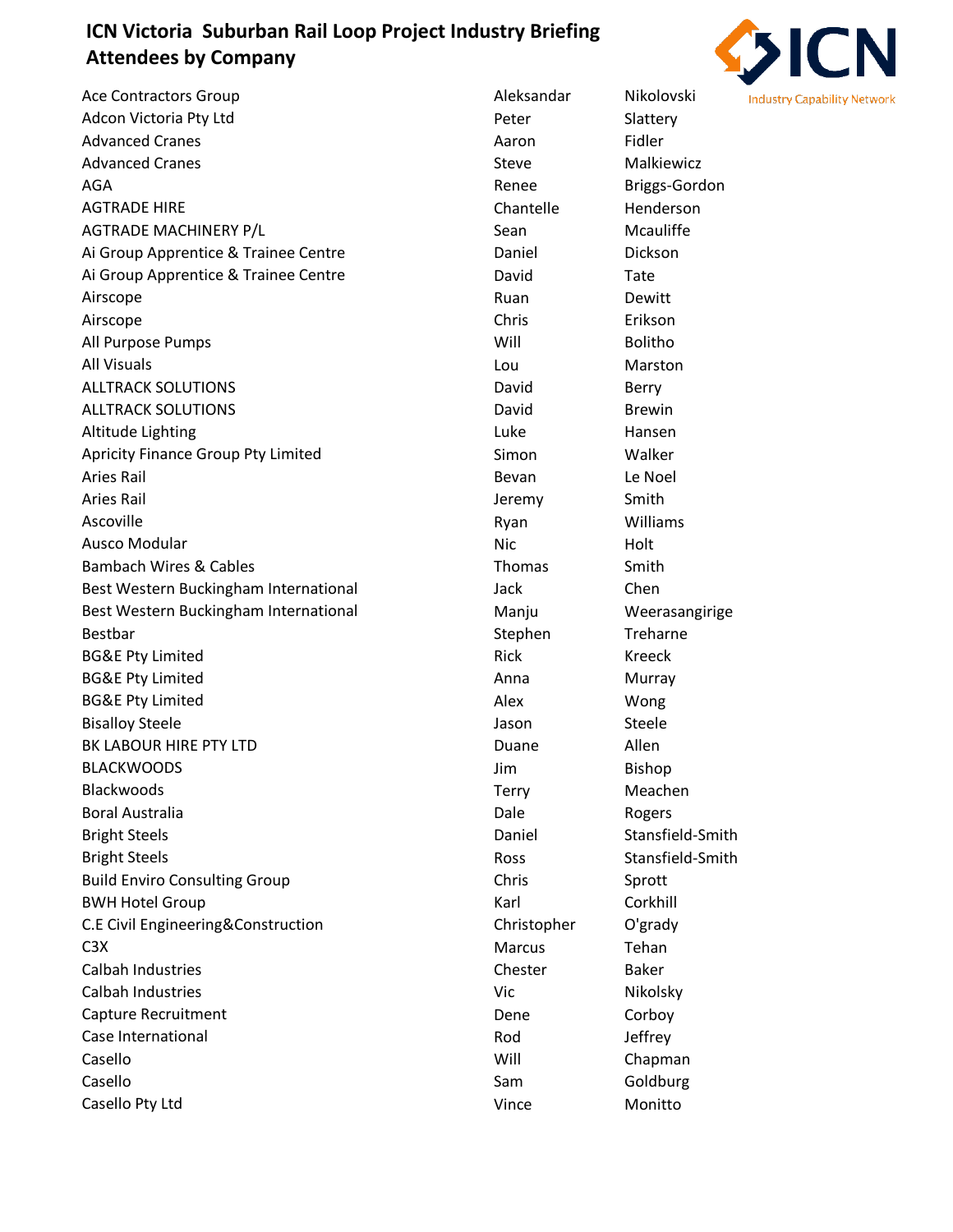# ICN Victoria Suburban Rail Loop Project Industry Briefing Attendees by Company

ICN Industry Capability Network

| Company | First Name | Last Name |
|---|---|---|
| Ace Contractors Group | Aleksandar | Nikolovski |
| Adcon Victoria Pty Ltd | Peter | Slattery |
| Advanced Cranes | Aaron | Fidler |
| Advanced Cranes | Steve | Malkiewicz |
| AGA | Renee | Briggs-Gordon |
| AGTRADE HIRE | Chantelle | Henderson |
| AGTRADE MACHINERY P/L | Sean | Mcauliffe |
| Ai Group Apprentice & Trainee Centre | Daniel | Dickson |
| Ai Group Apprentice & Trainee Centre | David | Tate |
| Airscope | Ruan | Dewitt |
| Airscope | Chris | Erikson |
| All Purpose Pumps | Will | Bolitho |
| All Visuals | Lou | Marston |
| ALLTRACK SOLUTIONS | David | Berry |
| ALLTRACK SOLUTIONS | David | Brewin |
| Altitude Lighting | Luke | Hansen |
| Apricity Finance Group Pty Limited | Simon | Walker |
| Aries Rail | Bevan | Le Noel |
| Aries Rail | Jeremy | Smith |
| Ascoville | Ryan | Williams |
| Ausco Modular | Nic | Holt |
| Bambach Wires & Cables | Thomas | Smith |
| Best Western Buckingham International | Jack | Chen |
| Best Western Buckingham International | Manju | Weerasangirige |
| Bestbar | Stephen | Treharne |
| BG&E Pty Limited | Rick | Kreeck |
| BG&E Pty Limited | Anna | Murray |
| BG&E Pty Limited | Alex | Wong |
| Bisalloy Steele | Jason | Steele |
| BK LABOUR HIRE PTY LTD | Duane | Allen |
| BLACKWOODS | Jim | Bishop |
| Blackwoods | Terry | Meachen |
| Boral Australia | Dale | Rogers |
| Bright Steels | Daniel | Stansfield-Smith |
| Bright Steels | Ross | Stansfield-Smith |
| Build Enviro Consulting Group | Chris | Sprott |
| BWH Hotel Group | Karl | Corkhill |
| C.E Civil Engineering&Construction | Christopher | O'grady |
| C3X | Marcus | Tehan |
| Calbah Industries | Chester | Baker |
| Calbah Industries | Vic | Nikolsky |
| Capture Recruitment | Dene | Corboy |
| Case International | Rod | Jeffrey |
| Casello | Will | Chapman |
| Casello | Sam | Goldburg |
| Casello Pty Ltd | Vince | Monitto |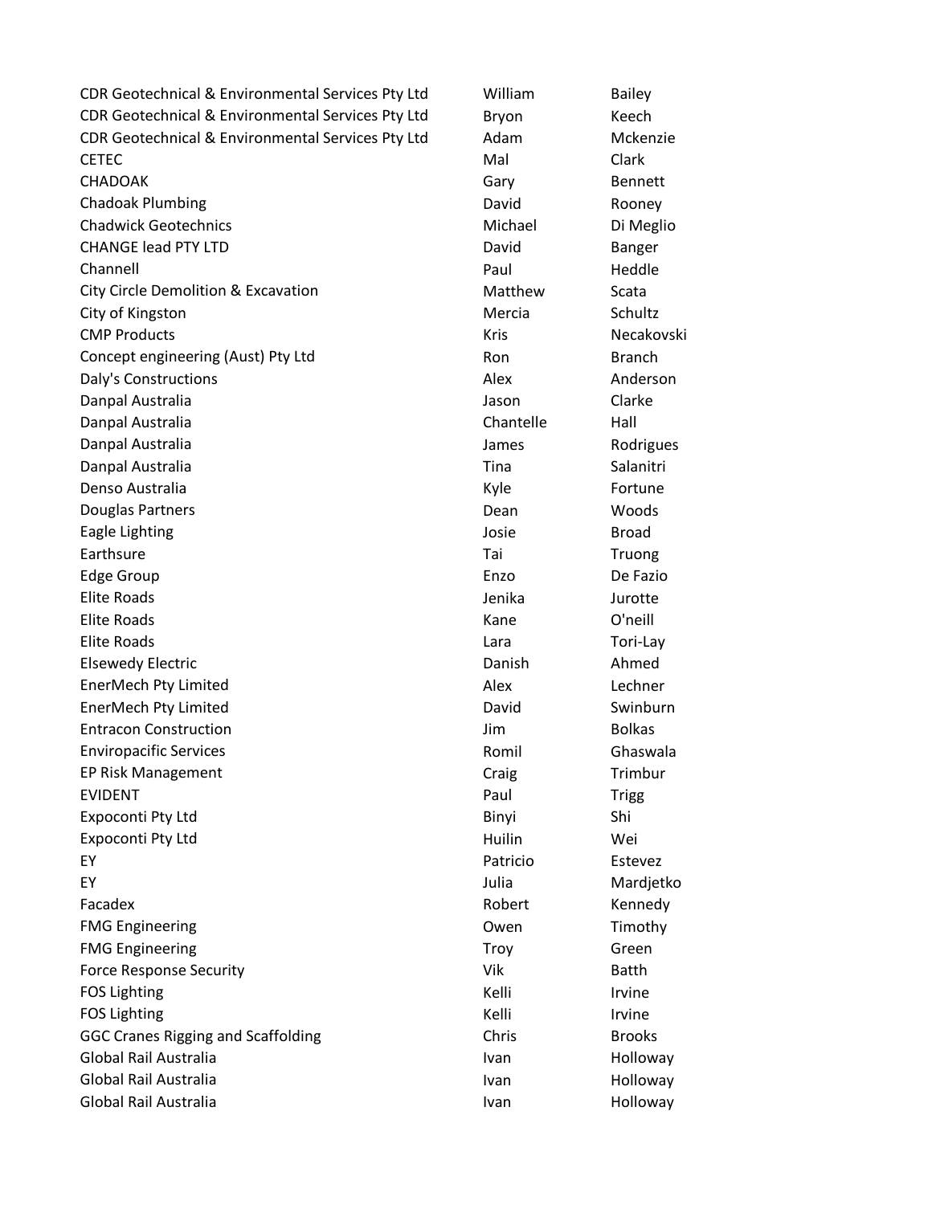| | | |
|---|---|---|
| CDR Geotechnical & Environmental Services Pty Ltd | William | Bailey |
| CDR Geotechnical & Environmental Services Pty Ltd | Bryon | Keech |
| CDR Geotechnical & Environmental Services Pty Ltd | Adam | Mckenzie |
| CETEC | Mal | Clark |
| CHADOAK | Gary | Bennett |
| Chadoak Plumbing | David | Rooney |
| Chadwick Geotechnics | Michael | Di Meglio |
| CHANGE lead PTY LTD | David | Banger |
| Channell | Paul | Heddle |
| City Circle Demolition & Excavation | Matthew | Scata |
| City of Kingston | Mercia | Schultz |
| CMP Products | Kris | Necakovski |
| Concept engineering (Aust) Pty Ltd | Ron | Branch |
| Daly's Constructions | Alex | Anderson |
| Danpal Australia | Jason | Clarke |
| Danpal Australia | Chantelle | Hall |
| Danpal Australia | James | Rodrigues |
| Danpal Australia | Tina | Salanitri |
| Denso Australia | Kyle | Fortune |
| Douglas Partners | Dean | Woods |
| Eagle Lighting | Josie | Broad |
| Earthsure | Tai | Truong |
| Edge Group | Enzo | De Fazio |
| Elite Roads | Jenika | Jurotte |
| Elite Roads | Kane | O'neill |
| Elite Roads | Lara | Tori-Lay |
| Elsewedy Electric | Danish | Ahmed |
| EnerMech Pty Limited | Alex | Lechner |
| EnerMech Pty Limited | David | Swinburn |
| Entracon Construction | Jim | Bolkas |
| Enviropacific Services | Romil | Ghaswala |
| EP Risk Management | Craig | Trimbur |
| EVIDENT | Paul | Trigg |
| Expoconti Pty Ltd | Binyi | Shi |
| Expoconti Pty Ltd | Huilin | Wei |
| EY | Patricio | Estevez |
| EY | Julia | Mardjetko |
| Facadex | Robert | Kennedy |
| FMG Engineering | Owen | Timothy |
| FMG Engineering | Troy | Green |
| Force Response Security | Vik | Batth |
| FOS Lighting | Kelli | Irvine |
| FOS Lighting | Kelli | Irvine |
| GGC Cranes Rigging and Scaffolding | Chris | Brooks |
| Global Rail Australia | Ivan | Holloway |
| Global Rail Australia | Ivan | Holloway |
| Global Rail Australia | Ivan | Holloway |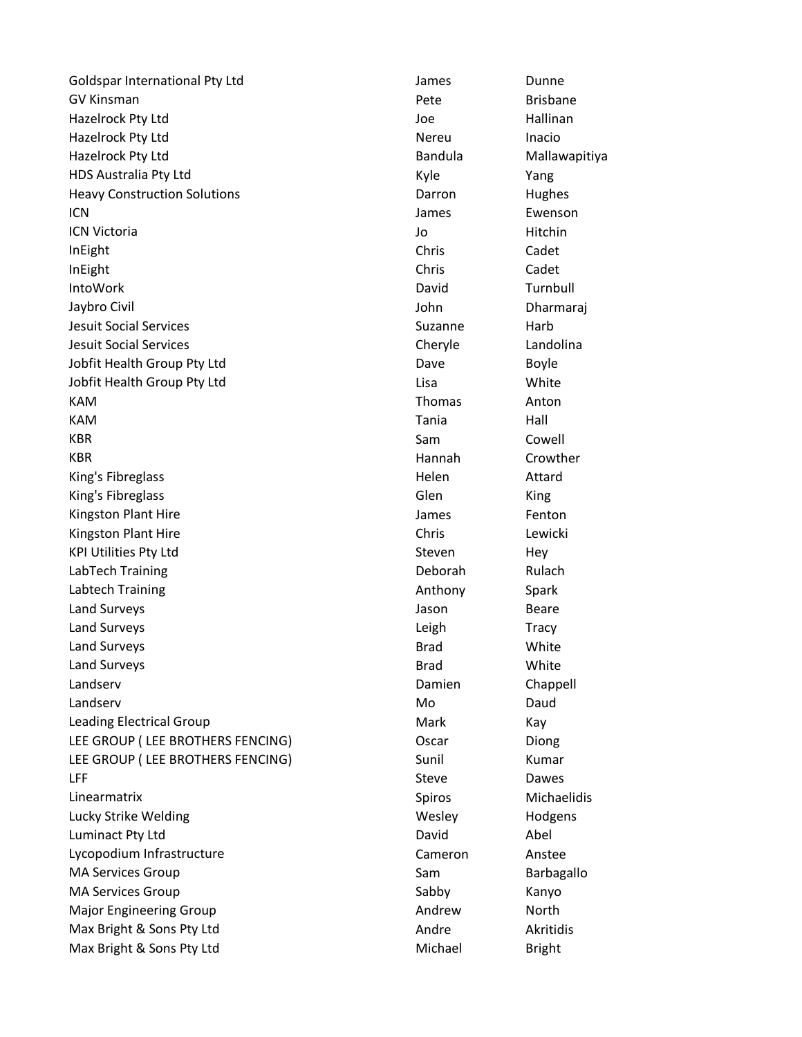| | | |
|---|---|---|
| Goldspar International Pty Ltd | James | Dunne |
| GV Kinsman | Pete | Brisbane |
| Hazelrock Pty Ltd | Joe | Hallinan |
| Hazelrock Pty Ltd | Nereu | Inacio |
| Hazelrock Pty Ltd | Bandula | Mallawapitiya |
| HDS Australia Pty Ltd | Kyle | Yang |
| Heavy Construction Solutions | Darron | Hughes |
| ICN | James | Ewenson |
| ICN Victoria | Jo | Hitchin |
| InEight | Chris | Cadet |
| InEight | Chris | Cadet |
| IntoWork | David | Turnbull |
| Jaybro Civil | John | Dharmaraj |
| Jesuit Social Services | Suzanne | Harb |
| Jesuit Social Services | Cheryle | Landolina |
| Jobfit Health Group Pty Ltd | Dave | Boyle |
| Jobfit Health Group Pty Ltd | Lisa | White |
| KAM | Thomas | Anton |
| KAM | Tania | Hall |
| KBR | Sam | Cowell |
| KBR | Hannah | Crowther |
| King's Fibreglass | Helen | Attard |
| King's Fibreglass | Glen | King |
| Kingston Plant Hire | James | Fenton |
| Kingston Plant Hire | Chris | Lewicki |
| KPI Utilities Pty Ltd | Steven | Hey |
| LabTech Training | Deborah | Rulach |
| Labtech Training | Anthony | Spark |
| Land Surveys | Jason | Beare |
| Land Surveys | Leigh | Tracy |
| Land Surveys | Brad | White |
| Land Surveys | Brad | White |
| Landserv | Damien | Chappell |
| Landserv | Mo | Daud |
| Leading Electrical Group | Mark | Kay |
| LEE GROUP ( LEE BROTHERS FENCING) | Oscar | Diong |
| LEE GROUP ( LEE BROTHERS FENCING) | Sunil | Kumar |
| LFF | Steve | Dawes |
| Linearmatrix | Spiros | Michaelidis |
| Lucky Strike Welding | Wesley | Hodgens |
| Luminact Pty Ltd | David | Abel |
| Lycopodium Infrastructure | Cameron | Anstee |
| MA Services Group | Sam | Barbagallo |
| MA Services Group | Sabby | Kanyo |
| Major Engineering Group | Andrew | North |
| Max Bright & Sons Pty Ltd | Andre | Akritidis |
| Max Bright & Sons Pty Ltd | Michael | Bright |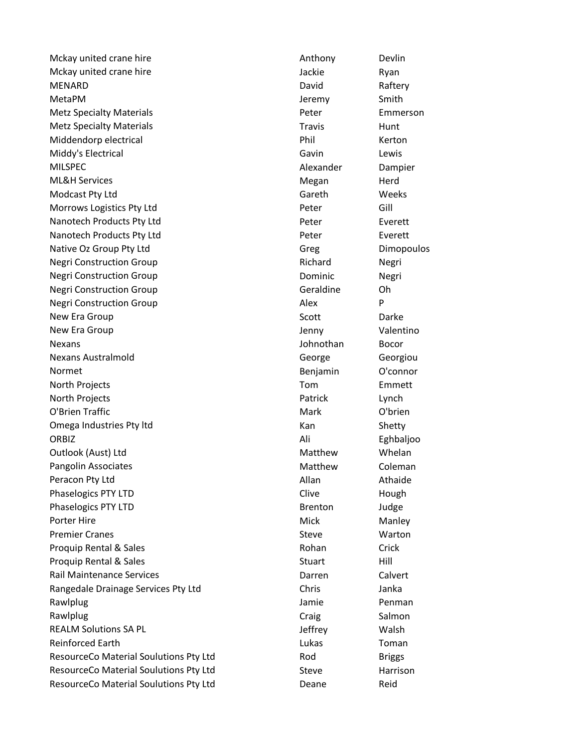| | | |
|---|---|---|
| Mckay united crane hire | Anthony | Devlin |
| Mckay united crane hire | Jackie | Ryan |
| MENARD | David | Raftery |
| MetaPM | Jeremy | Smith |
| Metz Specialty Materials | Peter | Emmerson |
| Metz Specialty Materials | Travis | Hunt |
| Middendorp electrical | Phil | Kerton |
| Middy's Electrical | Gavin | Lewis |
| MILSPEC | Alexander | Dampier |
| ML&H Services | Megan | Herd |
| Modcast Pty Ltd | Gareth | Weeks |
| Morrows Logistics Pty Ltd | Peter | Gill |
| Nanotech Products Pty Ltd | Peter | Everett |
| Nanotech Products Pty Ltd | Peter | Everett |
| Native Oz Group Pty Ltd | Greg | Dimopoulos |
| Negri Construction Group | Richard | Negri |
| Negri Construction Group | Dominic | Negri |
| Negri Construction Group | Geraldine | Oh |
| Negri Construction Group | Alex | P |
| New Era Group | Scott | Darke |
| New Era Group | Jenny | Valentino |
| Nexans | Johnothan | Bocor |
| Nexans Australmold | George | Georgiou |
| Normet | Benjamin | O'connor |
| North Projects | Tom | Emmett |
| North Projects | Patrick | Lynch |
| O'Brien Traffic | Mark | O'brien |
| Omega Industries Pty ltd | Kan | Shetty |
| ORBIZ | Ali | Eghbaljoo |
| Outlook (Aust) Ltd | Matthew | Whelan |
| Pangolin Associates | Matthew | Coleman |
| Peracon Pty Ltd | Allan | Athaide |
| Phaselogics PTY LTD | Clive | Hough |
| Phaselogics PTY LTD | Brenton | Judge |
| Porter Hire | Mick | Manley |
| Premier Cranes | Steve | Warton |
| Proquip Rental & Sales | Rohan | Crick |
| Proquip Rental & Sales | Stuart | Hill |
| Rail Maintenance Services | Darren | Calvert |
| Rangedale Drainage Services Pty Ltd | Chris | Janka |
| Rawlplug | Jamie | Penman |
| Rawlplug | Craig | Salmon |
| REALM Solutions SA PL | Jeffrey | Walsh |
| Reinforced Earth | Lukas | Toman |
| ResourceCo Material Soulutions Pty Ltd | Rod | Briggs |
| ResourceCo Material Soulutions Pty Ltd | Steve | Harrison |
| ResourceCo Material Soulutions Pty Ltd | Deane | Reid |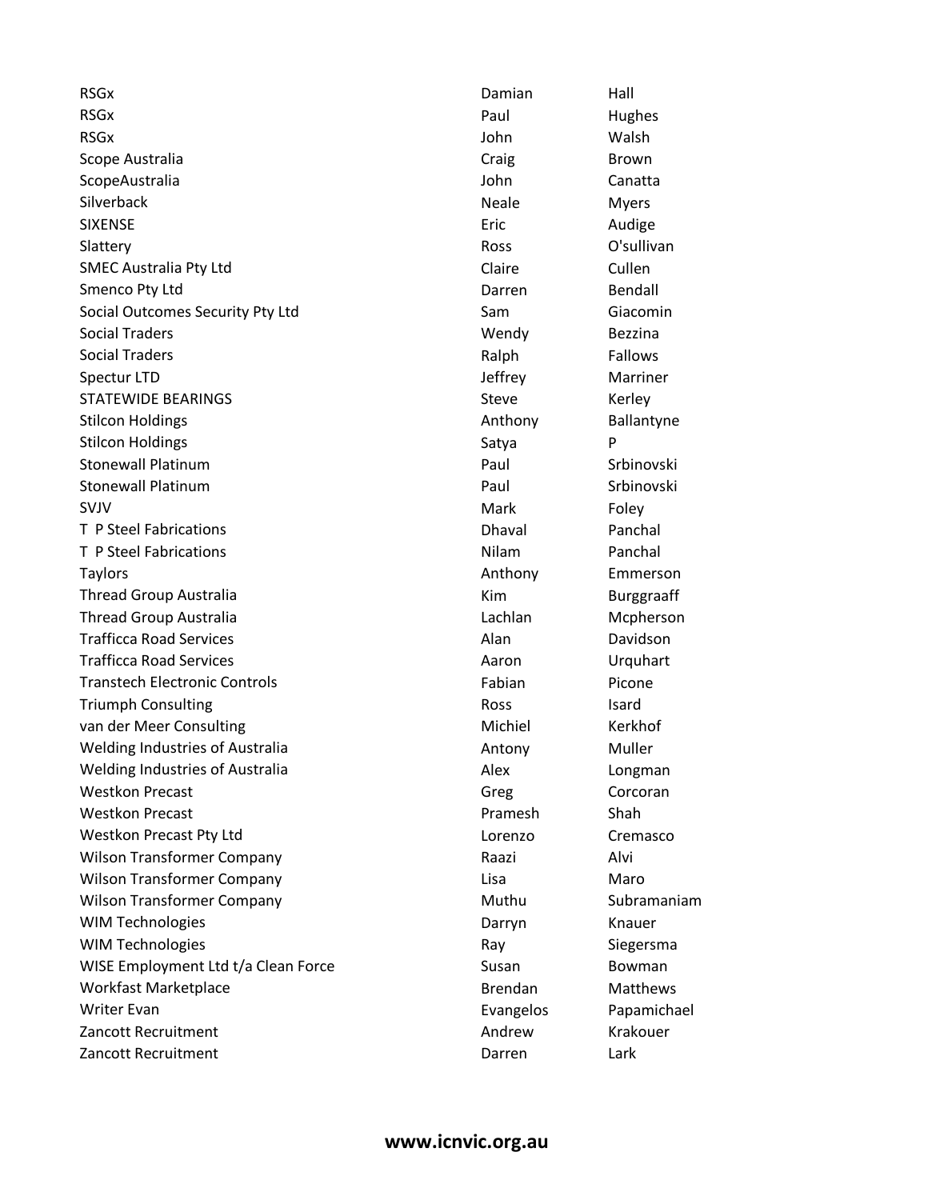| | | |
|---|---|---|
| RSGx | Damian | Hall |
| RSGx | Paul | Hughes |
| RSGx | John | Walsh |
| Scope Australia | Craig | Brown |
| ScopeAustralia | John | Canatta |
| Silverback | Neale | Myers |
| SIXENSE | Eric | Audige |
| Slattery | Ross | O'sullivan |
| SMEC Australia Pty Ltd | Claire | Cullen |
| Smenco Pty Ltd | Darren | Bendall |
| Social Outcomes Security Pty Ltd | Sam | Giacomin |
| Social Traders | Wendy | Bezzina |
| Social Traders | Ralph | Fallows |
| Spectur LTD | Jeffrey | Marriner |
| STATEWIDE BEARINGS | Steve | Kerley |
| Stilcon Holdings | Anthony | Ballantyne |
| Stilcon Holdings | Satya | P |
| Stonewall Platinum | Paul | Srbinovski |
| Stonewall Platinum | Paul | Srbinovski |
| SVJV | Mark | Foley |
| T P Steel Fabrications | Dhaval | Panchal |
| T P Steel Fabrications | Nilam | Panchal |
| Taylors | Anthony | Emmerson |
| Thread Group Australia | Kim | Burggraaff |
| Thread Group Australia | Lachlan | Mcpherson |
| Trafficca Road Services | Alan | Davidson |
| Trafficca Road Services | Aaron | Urquhart |
| Transtech Electronic Controls | Fabian | Picone |
| Triumph Consulting | Ross | Isard |
| van der Meer Consulting | Michiel | Kerkhof |
| Welding Industries of Australia | Antony | Muller |
| Welding Industries of Australia | Alex | Longman |
| Westkon Precast | Greg | Corcoran |
| Westkon Precast | Pramesh | Shah |
| Westkon Precast Pty Ltd | Lorenzo | Cremasco |
| Wilson Transformer Company | Raazi | Alvi |
| Wilson Transformer Company | Lisa | Maro |
| Wilson Transformer Company | Muthu | Subramaniam |
| WIM Technologies | Darryn | Knauer |
| WIM Technologies | Ray | Siegersma |
| WISE Employment Ltd t/a Clean Force | Susan | Bowman |
| Workfast Marketplace | Brendan | Matthews |
| Writer Evan | Evangelos | Papamichael |
| Zancott Recruitment | Andrew | Krakouer |
| Zancott Recruitment | Darren | Lark |

**www.icnvic.org.au**